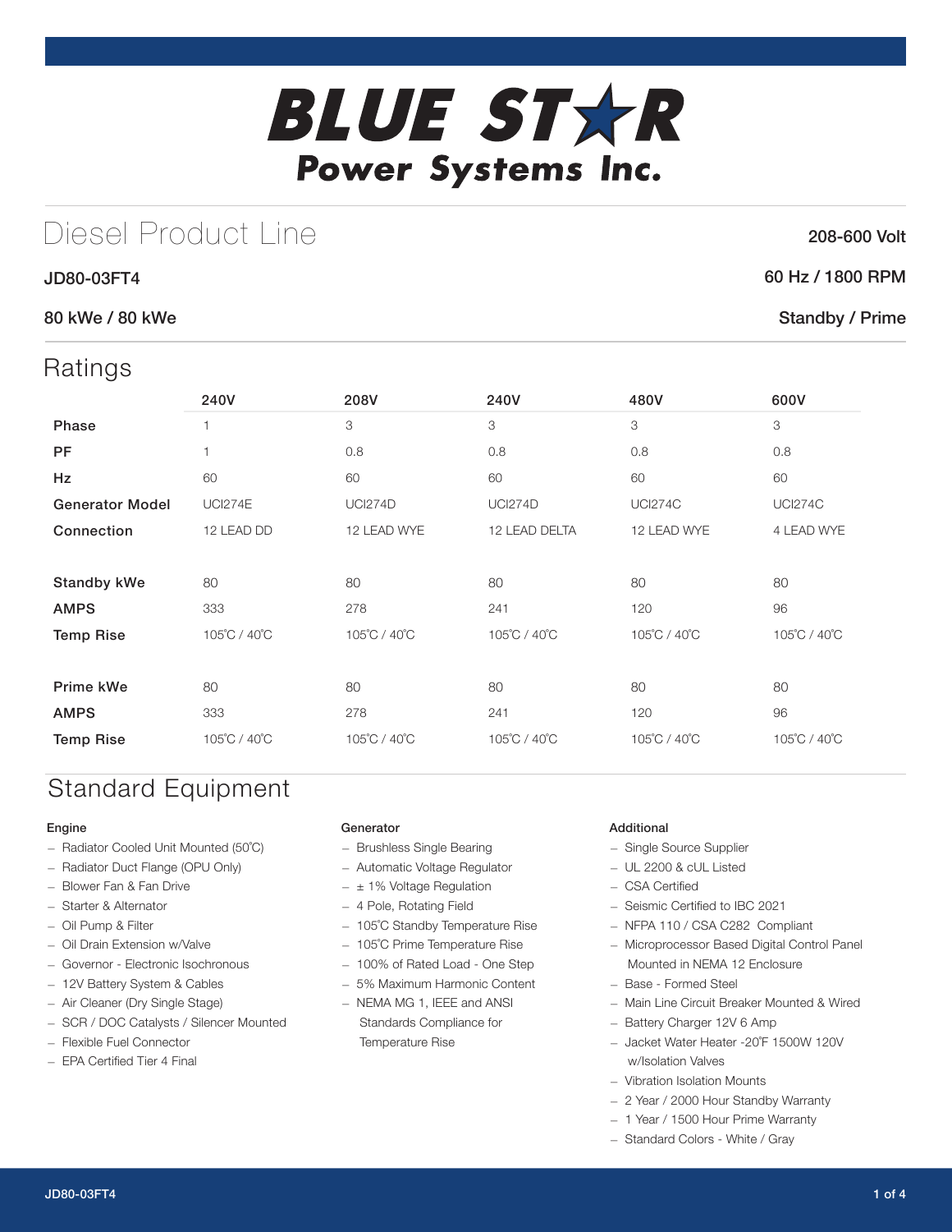# BLUE STAR Power Systems Inc.

## Diesel Product Line

208-600 Volt

**JD80-03FT4**

60 Hz / 1800 RPM

**80 kWe / 80 kWe**

Standby / Prime

## Ratings

| | 240V | 208V | 240V | 480V | 600V |
|---|---|---|---|---|---|
| **Phase** | 1 | 3 | 3 | 3 | 3 |
| **PF** | 1 | 0.8 | 0.8 | 0.8 | 0.8 |
| **Hz** | 60 | 60 | 60 | 60 | 60 |
| **Generator Model** | UCI274E | UCI274D | UCI274D | UCI274C | UCI274C |
| **Connection** | 12 LEAD DD | 12 LEAD WYE | 12 LEAD DELTA | 12 LEAD WYE | 4 LEAD WYE |
| | | | | | |
| **Standby kWe** | 80 | 80 | 80 | 80 | 80 |
| **AMPS** | 333 | 278 | 241 | 120 | 96 |
| **Temp Rise** | 105˚C / 40˚C | 105˚C / 40˚C | 105˚C / 40˚C | 105˚C / 40˚C | 105˚C / 40˚C |
| | | | | | |
| **Prime kWe** | 80 | 80 | 80 | 80 | 80 |
| **AMPS** | 333 | 278 | 241 | 120 | 96 |
| **Temp Rise** | 105˚C / 40˚C | 105˚C / 40˚C | 105˚C / 40˚C | 105˚C / 40˚C | 105˚C / 40˚C |

## Standard Equipment

### Engine

- Radiator Cooled Unit Mounted (50˚C)
- Radiator Duct Flange (OPU Only)
- Blower Fan & Fan Drive
- Starter & Alternator
- Oil Pump & Filter
- Oil Drain Extension w/Valve
- Governor - Electronic Isochronous
- 12V Battery System & Cables
- Air Cleaner (Dry Single Stage)
- SCR / DOC Catalysts / Silencer Mounted
- Flexible Fuel Connector
- EPA Certified Tier 4 Final

### Generator

- Brushless Single Bearing
- Automatic Voltage Regulator
- ± 1% Voltage Regulation
- 4 Pole, Rotating Field
- 105˚C Standby Temperature Rise
- 105˚C Prime Temperature Rise
- 100% of Rated Load - One Step
- 5% Maximum Harmonic Content
- NEMA MG 1, IEEE and ANSI Standards Compliance for Temperature Rise

### Additional

- Single Source Supplier
- UL 2200 & cUL Listed
- CSA Certified
- Seismic Certified to IBC 2021
- NFPA 110 / CSA C282 Compliant
- Microprocessor Based Digital Control Panel Mounted in NEMA 12 Enclosure
- Base - Formed Steel
- Main Line Circuit Breaker Mounted & Wired
- Battery Charger 12V 6 Amp
- Jacket Water Heater -20˚F 1500W 120V w/Isolation Valves
- Vibration Isolation Mounts
- 2 Year / 2000 Hour Standby Warranty
- 1 Year / 1500 Hour Prime Warranty
- Standard Colors - White / Gray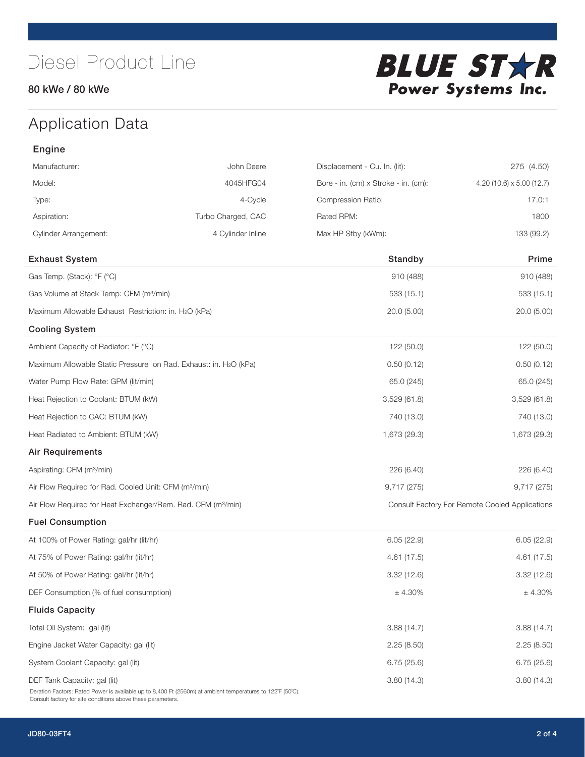# Diesel Product Line

80 kWe / 80 kWe

**BLUE STAR Power Systems Inc.**

## Application Data

### Engine

| | | | |
|---|---|---|---|
| Manufacturer: | John Deere | Displacement - Cu. In. (lit): | 275 (4.50) |
| Model: | 4045HFG04 | Bore - in. (cm) x Stroke - in. (cm): | 4.20 (10.6) x 5.00 (12.7) |
| Type: | 4-Cycle | Compression Ratio: | 17.0:1 |
| Aspiration: | Turbo Charged, CAC | Rated RPM: | 1800 |
| Cylinder Arrangement: | 4 Cylinder Inline | Max HP Stby (kWm): | 133 (99.2) |

| Exhaust System | Standby | Prime |
|---|---|---|
| Gas Temp. (Stack): °F (°C) | 910 (488) | 910 (488) |
| Gas Volume at Stack Temp: CFM ($m^3$/min) | 533 (15.1) | 533 (15.1) |
| Maximum Allowable Exhaust Restriction: in. $H_2O$ (kPa) | 20.0 (5.00) | 20.0 (5.00) |
| **Cooling System** | | |
| Ambient Capacity of Radiator: °F (°C) | 122 (50.0) | 122 (50.0) |
| Maximum Allowable Static Pressure on Rad. Exhaust: in. $H_2O$ (kPa) | 0.50 (0.12) | 0.50 (0.12) |
| Water Pump Flow Rate: GPM (lit/min) | 65.0 (245) | 65.0 (245) |
| Heat Rejection to Coolant: BTUM (kW) | 3,529 (61.8) | 3,529 (61.8) |
| Heat Rejection to CAC: BTUM (kW) | 740 (13.0) | 740 (13.0) |
| Heat Radiated to Ambient: BTUM (kW) | 1,673 (29.3) | 1,673 (29.3) |
| **Air Requirements** | | |
| Aspirating: CFM ($m^3$/min) | 226 (6.40) | 226 (6.40) |
| Air Flow Required for Rad. Cooled Unit: CFM ($m^3$/min) | 9,717 (275) | 9,717 (275) |
| Air Flow Required for Heat Exchanger/Rem. Rad. CFM ($m^3$/min) | Consult Factory For Remote Cooled Applications | |
| **Fuel Consumption** | | |
| At 100% of Power Rating: gal/hr (lit/hr) | 6.05 (22.9) | 6.05 (22.9) |
| At 75% of Power Rating: gal/hr (lit/hr) | 4.61 (17.5) | 4.61 (17.5) |
| At 50% of Power Rating: gal/hr (lit/hr) | 3.32 (12.6) | 3.32 (12.6) |
| DEF Consumption (% of fuel consumption) | ± 4.30% | ± 4.30% |
| **Fluids Capacity** | | |
| Total Oil System: gal (lit) | 3.88 (14.7) | 3.88 (14.7) |
| Engine Jacket Water Capacity: gal (lit) | 2.25 (8.50) | 2.25 (8.50) |
| System Coolant Capacity: gal (lit) | 6.75 (25.6) | 6.75 (25.6) |
| DEF Tank Capacity: gal (lit) | 3.80 (14.3) | 3.80 (14.3) |

Deration Factors: Rated Power is available up to 8,400 Ft (2560m) at ambient temperatures to 122°F (50°C).
Consult factory for site conditions above these parameters.

JD80-03FT4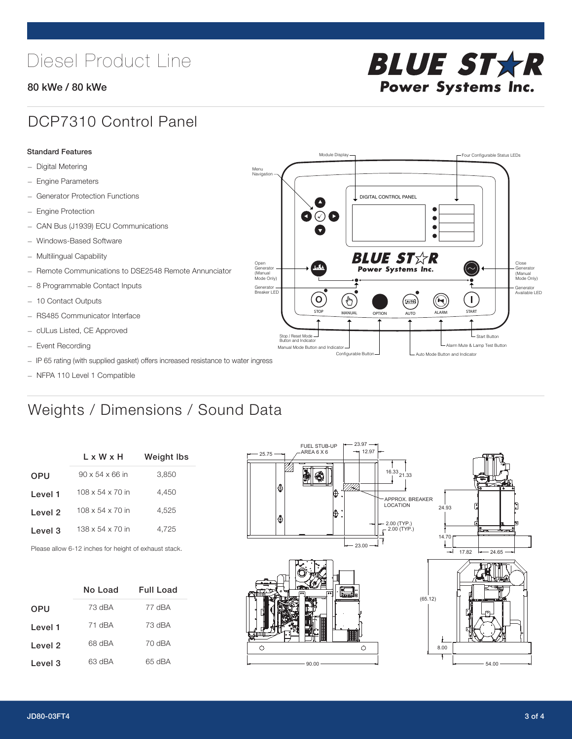# Diesel Product Line

**80 kWe / 80 kWe**

BLUE STAR Power Systems Inc.

## DCP7310 Control Panel

**Standard Features**

- Digital Metering
- Engine Parameters
- Generator Protection Functions
- Engine Protection
- CAN Bus (J1939) ECU Communications
- Windows-Based Software
- Multilingual Capability
- Remote Communications to DSE2548 Remote Annunciator
- 8 Programmable Contact Inputs
- 10 Contact Outputs
- RS485 Communicator Interface
- cULus Listed, CE Approved
- Event Recording
- IP 65 rating (with supplied gasket) offers increased resistance to water ingress
- NFPA 110 Level 1 Compatible

Module Display · Four Configurable Status LEDs · Menu Navigation · DIGITAL CONTROL PANEL · Open Generator (Manual Mode Only) · Close Generator (Manual Mode Only) · Generator Breaker LED · Generator Available LED · STOP · MANUAL · OPTION · AUTO · ALARM · START · Stop / Reset Mode Button and Indicator · Manual Mode Button and Indicator · Configurable Button · Auto Mode Button and Indicator · Alarm Mute & Lamp Test Button · Start Button

## Weights / Dimensions / Sound Data

| | L x W x H | Weight lbs |
|---|---|---|
| OPU | 90 x 54 x 66 in | 3,850 |
| Level 1 | 108 x 54 x 70 in | 4,450 |
| Level 2 | 108 x 54 x 70 in | 4,525 |
| Level 3 | 138 x 54 x 70 in | 4,725 |

Please allow 6-12 inches for height of exhaust stack.

| | No Load | Full Load |
|---|---|---|
| OPU | 73 dBA | 77 dBA |
| Level 1 | 71 dBA | 73 dBA |
| Level 2 | 68 dBA | 70 dBA |
| Level 3 | 63 dBA | 65 dBA |

FUEL STUB-UP AREA 6 X 6 · 25.75 · 23.97 · 12.97 · 16.33 · 21.33 · APPROX. BREAKER LOCATION · 2.00 (TYP.) · 2.00 (TYP.) · 23.00 · 24.93 · 14.70 · 17.82 · 24.65 · (65.12) · 8.00 · 90.00 · 54.00

JD80-03FT4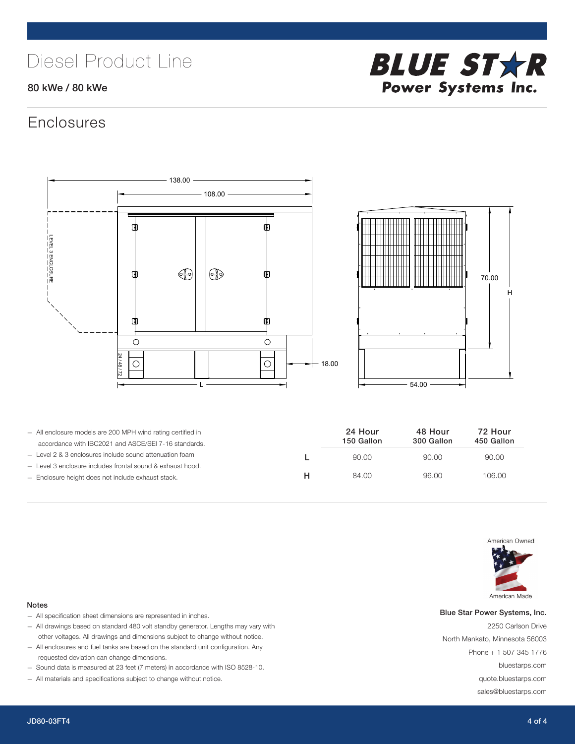# Diesel Product Line

80 kWe / 80 kWe

BLUE STAR Power Systems Inc.

## Enclosures

138.00

108.00

LEVEL 3 ENCLOSURE

24 / 48 / 72

L

18.00

70.00

H

54.00

- All enclosure models are 200 MPH wind rating certified in accordance with IBC2021 and ASCE/SEI 7-16 standards.
- Level 2 & 3 enclosures include sound attenuation foam
- Level 3 enclosure includes frontal sound & exhaust hood.
- Enclosure height does not include exhaust stack.

| | 24 Hour 150 Gallon | 48 Hour 300 Gallon | 72 Hour 450 Gallon |
|---|---|---|---|
| L | 90.00 | 90.00 | 90.00 |
| H | 84.00 | 96.00 | 106.00 |

American Owned

American Made

### Notes

- All specification sheet dimensions are represented in inches.
- All drawings based on standard 480 volt standby generator. Lengths may vary with other voltages. All drawings and dimensions subject to change without notice.
- All enclosures and fuel tanks are based on the standard unit configuration. Any requested deviation can change dimensions.
- Sound data is measured at 23 feet (7 meters) in accordance with ISO 8528-10.
- All materials and specifications subject to change without notice.

**Blue Star Power Systems, Inc.**

2250 Carlson Drive

North Mankato, Minnesota 56003

Phone + 1 507 345 1776

bluestarps.com

quote.bluestarps.com

sales@bluestarps.com

JD80-03FT4